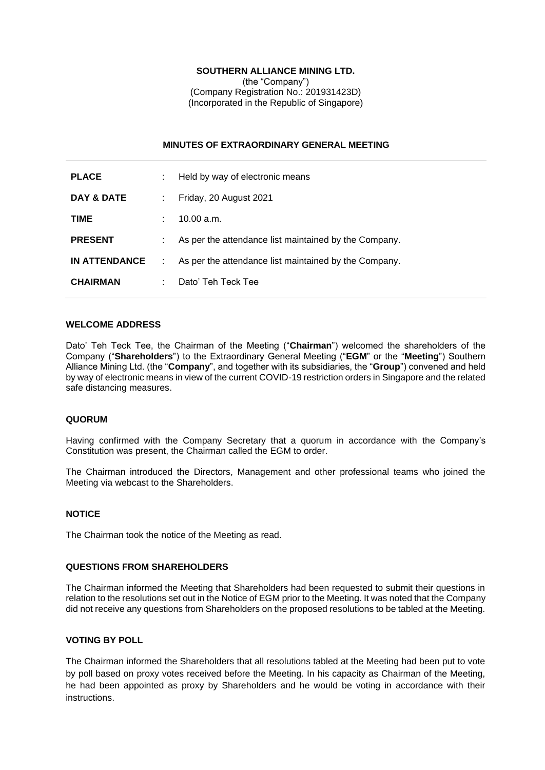**SOUTHERN ALLIANCE MINING LTD.**
(the "Company")
(Company Registration No.: 201931423D)
(Incorporated in the Republic of Singapore)

**MINUTES OF EXTRAORDINARY GENERAL MEETING**

| | | |
|---|---|---|
| **PLACE** | : | Held by way of electronic means |
| **DAY & DATE** | : | Friday, 20 August 2021 |
| **TIME** | : | 10.00 a.m. |
| **PRESENT** | : | As per the attendance list maintained by the Company. |
| **IN ATTENDANCE** | : | As per the attendance list maintained by the Company. |
| **CHAIRMAN** | : | Dato' Teh Teck Tee |

**WELCOME ADDRESS**

Dato' Teh Teck Tee, the Chairman of the Meeting ("**Chairman**") welcomed the shareholders of the Company ("**Shareholders**") to the Extraordinary General Meeting ("**EGM**" or the "**Meeting**") Southern Alliance Mining Ltd. (the "**Company**", and together with its subsidiaries, the "**Group**") convened and held by way of electronic means in view of the current COVID-19 restriction orders in Singapore and the related safe distancing measures.

**QUORUM**

Having confirmed with the Company Secretary that a quorum in accordance with the Company's Constitution was present, the Chairman called the EGM to order.

The Chairman introduced the Directors, Management and other professional teams who joined the Meeting via webcast to the Shareholders.

**NOTICE**

The Chairman took the notice of the Meeting as read.

**QUESTIONS FROM SHAREHOLDERS**

The Chairman informed the Meeting that Shareholders had been requested to submit their questions in relation to the resolutions set out in the Notice of EGM prior to the Meeting. It was noted that the Company did not receive any questions from Shareholders on the proposed resolutions to be tabled at the Meeting.

**VOTING BY POLL**

The Chairman informed the Shareholders that all resolutions tabled at the Meeting had been put to vote by poll based on proxy votes received before the Meeting. In his capacity as Chairman of the Meeting, he had been appointed as proxy by Shareholders and he would be voting in accordance with their instructions.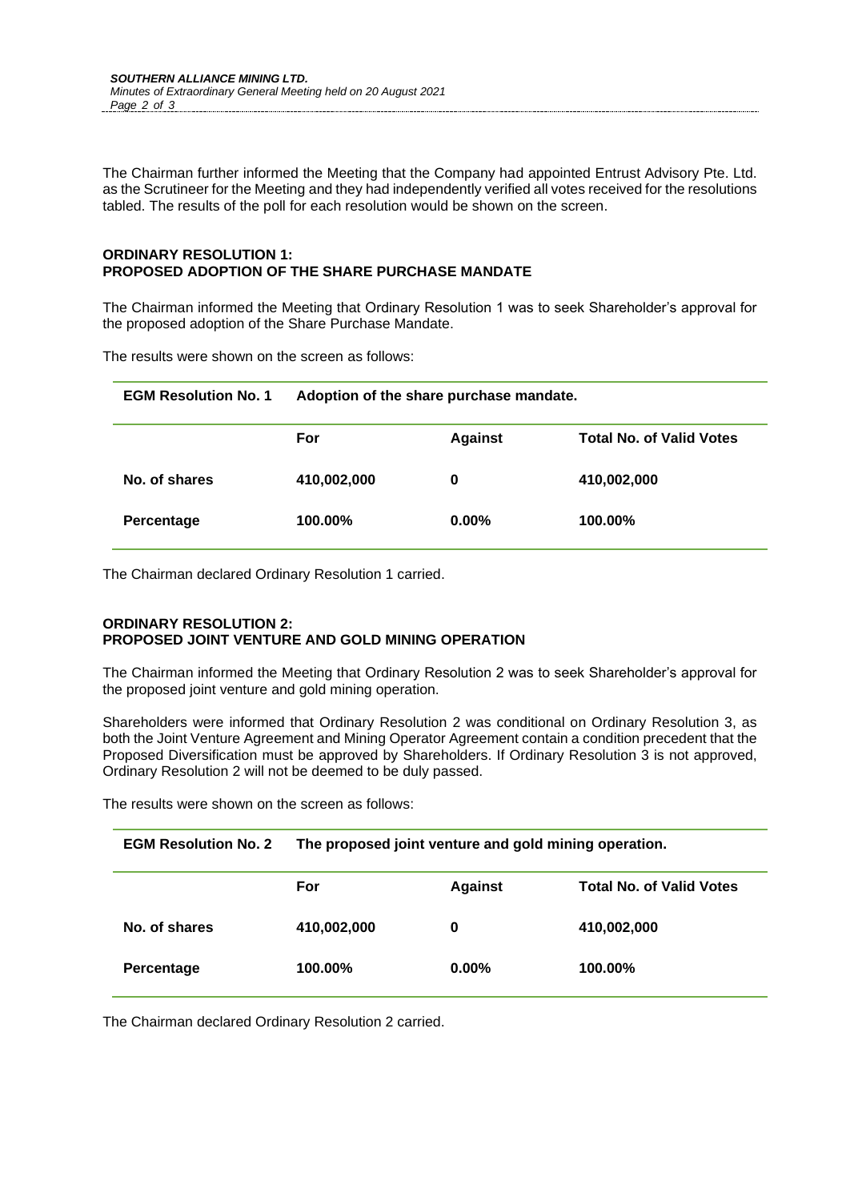The Chairman further informed the Meeting that the Company had appointed Entrust Advisory Pte. Ltd. as the Scrutineer for the Meeting and they had independently verified all votes received for the resolutions tabled. The results of the poll for each resolution would be shown on the screen.

**ORDINARY RESOLUTION 1:**
**PROPOSED ADOPTION OF THE SHARE PURCHASE MANDATE**

The Chairman informed the Meeting that Ordinary Resolution 1 was to seek Shareholder's approval for the proposed adoption of the Share Purchase Mandate.

The results were shown on the screen as follows:

| **EGM Resolution No. 1** | **Adoption of the share purchase mandate.** | | |
|---|---|---|---|
| | **For** | **Against** | **Total No. of Valid Votes** |
| **No. of shares** | **410,002,000** | **0** | **410,002,000** |
| **Percentage** | **100.00%** | **0.00%** | **100.00%** |

The Chairman declared Ordinary Resolution 1 carried.

**ORDINARY RESOLUTION 2:**
**PROPOSED JOINT VENTURE AND GOLD MINING OPERATION**

The Chairman informed the Meeting that Ordinary Resolution 2 was to seek Shareholder's approval for the proposed joint venture and gold mining operation.

Shareholders were informed that Ordinary Resolution 2 was conditional on Ordinary Resolution 3, as both the Joint Venture Agreement and Mining Operator Agreement contain a condition precedent that the Proposed Diversification must be approved by Shareholders. If Ordinary Resolution 3 is not approved, Ordinary Resolution 2 will not be deemed to be duly passed.

The results were shown on the screen as follows:

| **EGM Resolution No. 2** | **The proposed joint venture and gold mining operation.** | | |
|---|---|---|---|
| | **For** | **Against** | **Total No. of Valid Votes** |
| **No. of shares** | **410,002,000** | **0** | **410,002,000** |
| **Percentage** | **100.00%** | **0.00%** | **100.00%** |

The Chairman declared Ordinary Resolution 2 carried.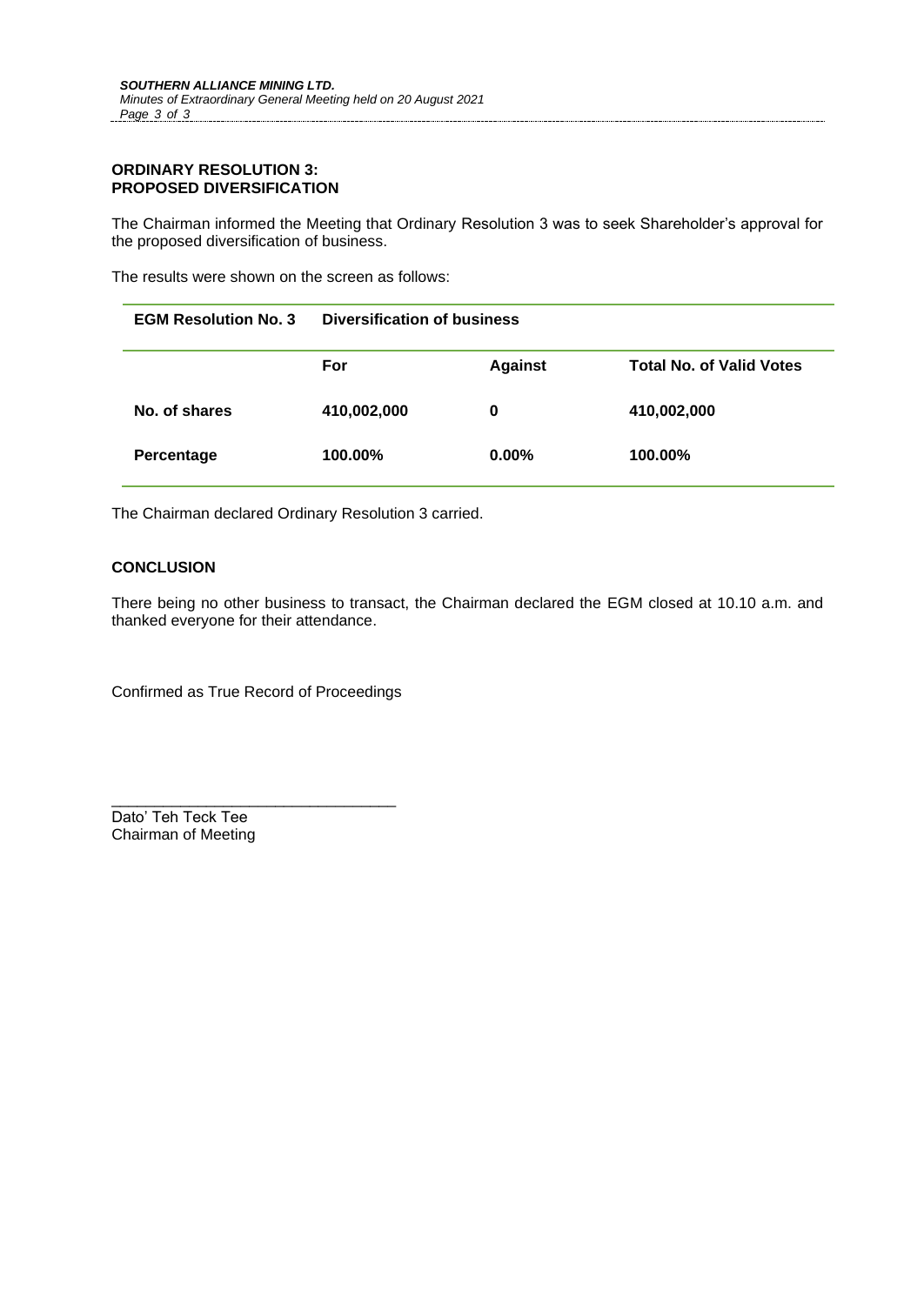**ORDINARY RESOLUTION 3:**
**PROPOSED DIVERSIFICATION**

The Chairman informed the Meeting that Ordinary Resolution 3 was to seek Shareholder's approval for the proposed diversification of business.

The results were shown on the screen as follows:

| EGM Resolution No. 3 | Diversification of business | | |
|---|---|---|---|
| | **For** | **Against** | **Total No. of Valid Votes** |
| **No. of shares** | **410,002,000** | **0** | **410,002,000** |
| **Percentage** | **100.00%** | **0.00%** | **100.00%** |

The Chairman declared Ordinary Resolution 3 carried.

**CONCLUSION**

There being no other business to transact, the Chairman declared the EGM closed at 10.10 a.m. and thanked everyone for their attendance.

Confirmed as True Record of Proceedings

\_\_\_\_\_\_\_\_\_\_\_\_\_\_\_\_\_\_\_\_\_\_\_\_\_\_\_\_\_\_\_\_\_
Dato' Teh Teck Tee
Chairman of Meeting